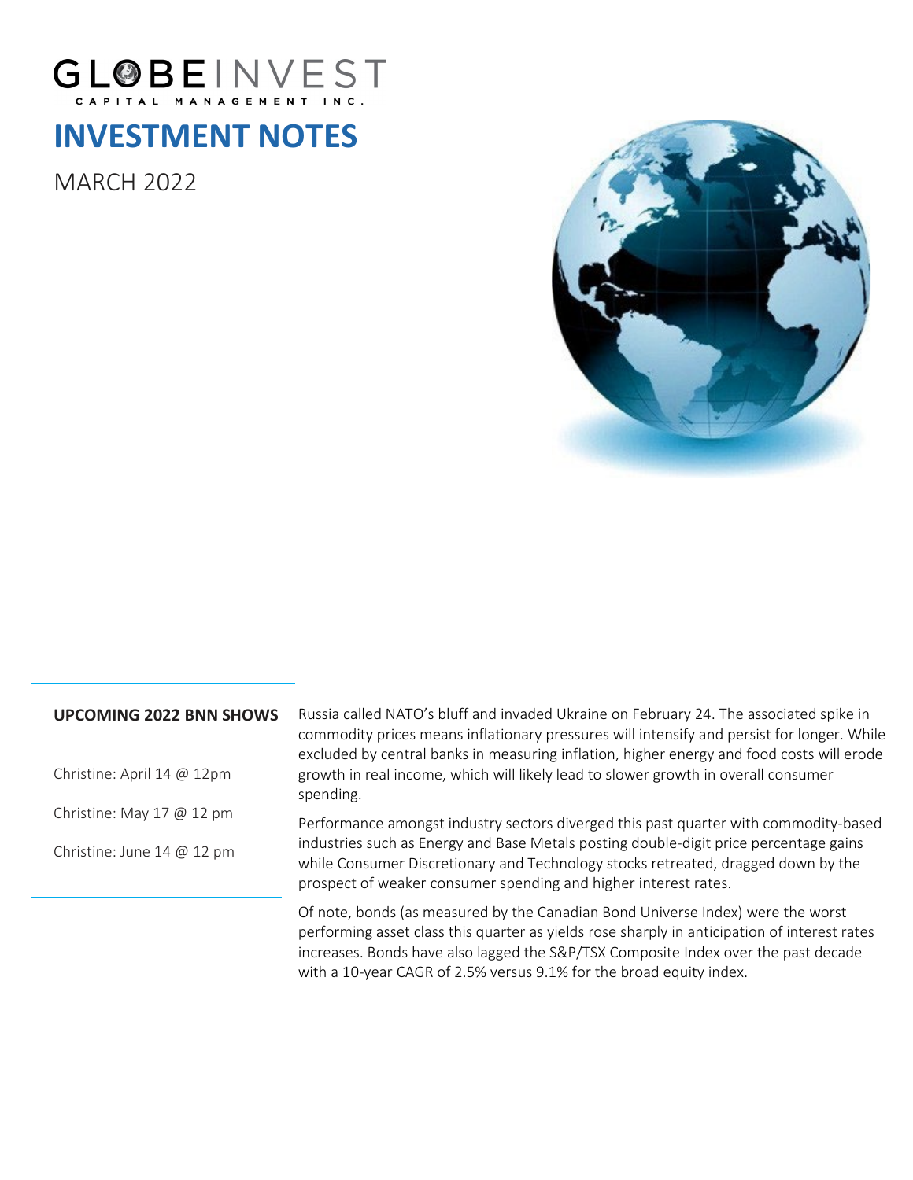GLOBEINVEST

CAPITAL MANAGEMENT INC.

# INVESTMENT NOTES

MARCH 2022

**UPCOMING 2022 BNN SHOWS**

Christine: April 14 @ 12pm

Christine: May 17 @ 12 pm

Christine: June 14 @ 12 pm

Russia called NATO's bluff and invaded Ukraine on February 24. The associated spike in commodity prices means inflationary pressures will intensify and persist for longer. While excluded by central banks in measuring inflation, higher energy and food costs will erode growth in real income, which will likely lead to slower growth in overall consumer spending.

Performance amongst industry sectors diverged this past quarter with commodity-based industries such as Energy and Base Metals posting double-digit price percentage gains while Consumer Discretionary and Technology stocks retreated, dragged down by the prospect of weaker consumer spending and higher interest rates.

Of note, bonds (as measured by the Canadian Bond Universe Index) were the worst performing asset class this quarter as yields rose sharply in anticipation of interest rates increases. Bonds have also lagged the S&P/TSX Composite Index over the past decade with a 10-year CAGR of 2.5% versus 9.1% for the broad equity index.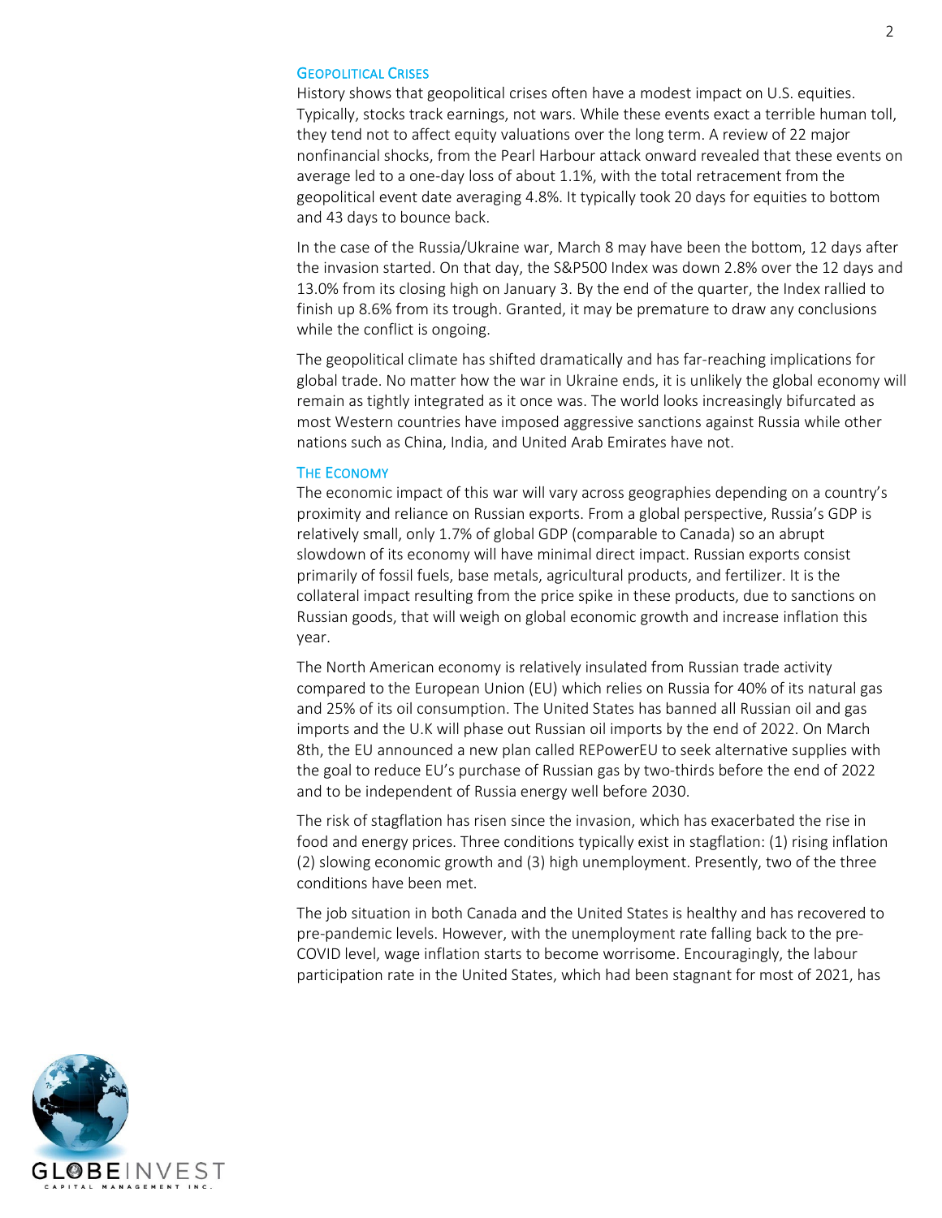## Geopolitical Crises

History shows that geopolitical crises often have a modest impact on U.S. equities. Typically, stocks track earnings, not wars. While these events exact a terrible human toll, they tend not to affect equity valuations over the long term. A review of 22 major nonfinancial shocks, from the Pearl Harbour attack onward revealed that these events on average led to a one-day loss of about 1.1%, with the total retracement from the geopolitical event date averaging 4.8%. It typically took 20 days for equities to bottom and 43 days to bounce back.

In the case of the Russia/Ukraine war, March 8 may have been the bottom, 12 days after the invasion started. On that day, the S&P500 Index was down 2.8% over the 12 days and 13.0% from its closing high on January 3. By the end of the quarter, the Index rallied to finish up 8.6% from its trough. Granted, it may be premature to draw any conclusions while the conflict is ongoing.

The geopolitical climate has shifted dramatically and has far-reaching implications for global trade. No matter how the war in Ukraine ends, it is unlikely the global economy will remain as tightly integrated as it once was. The world looks increasingly bifurcated as most Western countries have imposed aggressive sanctions against Russia while other nations such as China, India, and United Arab Emirates have not.

## The Economy

The economic impact of this war will vary across geographies depending on a country's proximity and reliance on Russian exports. From a global perspective, Russia's GDP is relatively small, only 1.7% of global GDP (comparable to Canada) so an abrupt slowdown of its economy will have minimal direct impact. Russian exports consist primarily of fossil fuels, base metals, agricultural products, and fertilizer. It is the collateral impact resulting from the price spike in these products, due to sanctions on Russian goods, that will weigh on global economic growth and increase inflation this year.

The North American economy is relatively insulated from Russian trade activity compared to the European Union (EU) which relies on Russia for 40% of its natural gas and 25% of its oil consumption. The United States has banned all Russian oil and gas imports and the U.K will phase out Russian oil imports by the end of 2022. On March 8th, the EU announced a new plan called REPowerEU to seek alternative supplies with the goal to reduce EU's purchase of Russian gas by two-thirds before the end of 2022 and to be independent of Russia energy well before 2030.

The risk of stagflation has risen since the invasion, which has exacerbated the rise in food and energy prices. Three conditions typically exist in stagflation: (1) rising inflation (2) slowing economic growth and (3) high unemployment. Presently, two of the three conditions have been met.

The job situation in both Canada and the United States is healthy and has recovered to pre-pandemic levels. However, with the unemployment rate falling back to the pre-COVID level, wage inflation starts to become worrisome. Encouragingly, the labour participation rate in the United States, which had been stagnant for most of 2021, has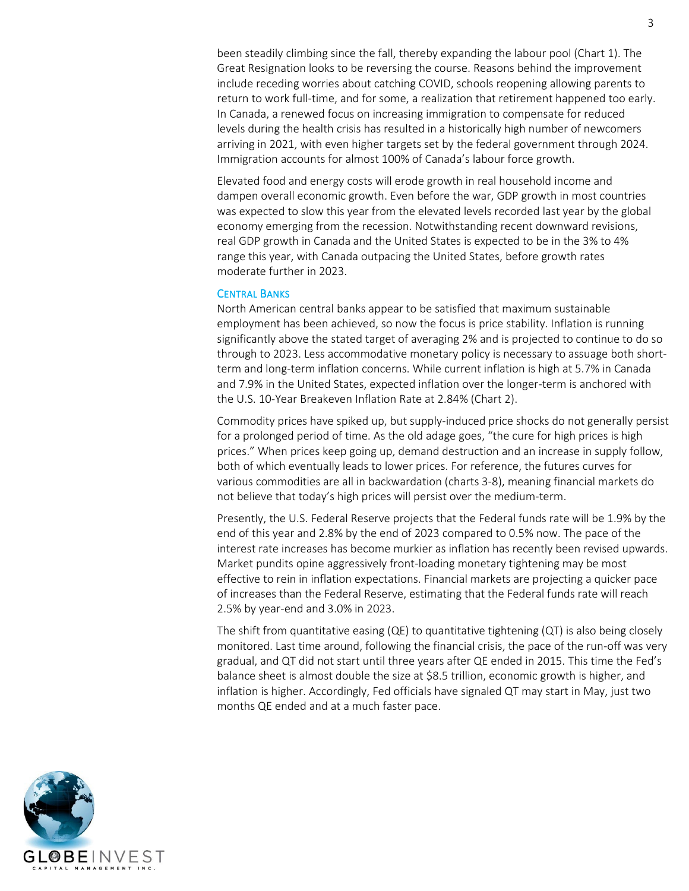been steadily climbing since the fall, thereby expanding the labour pool (Chart 1). The Great Resignation looks to be reversing the course. Reasons behind the improvement include receding worries about catching COVID, schools reopening allowing parents to return to work full-time, and for some, a realization that retirement happened too early. In Canada, a renewed focus on increasing immigration to compensate for reduced levels during the health crisis has resulted in a historically high number of newcomers arriving in 2021, with even higher targets set by the federal government through 2024. Immigration accounts for almost 100% of Canada's labour force growth.

Elevated food and energy costs will erode growth in real household income and dampen overall economic growth. Even before the war, GDP growth in most countries was expected to slow this year from the elevated levels recorded last year by the global economy emerging from the recession. Notwithstanding recent downward revisions, real GDP growth in Canada and the United States is expected to be in the 3% to 4% range this year, with Canada outpacing the United States, before growth rates moderate further in 2023.

### Central Banks

North American central banks appear to be satisfied that maximum sustainable employment has been achieved, so now the focus is price stability. Inflation is running significantly above the stated target of averaging 2% and is projected to continue to do so through to 2023. Less accommodative monetary policy is necessary to assuage both short-term and long-term inflation concerns. While current inflation is high at 5.7% in Canada and 7.9% in the United States, expected inflation over the longer-term is anchored with the U.S. 10-Year Breakeven Inflation Rate at 2.84% (Chart 2).

Commodity prices have spiked up, but supply-induced price shocks do not generally persist for a prolonged period of time. As the old adage goes, "the cure for high prices is high prices." When prices keep going up, demand destruction and an increase in supply follow, both of which eventually leads to lower prices. For reference, the futures curves for various commodities are all in backwardation (charts 3-8), meaning financial markets do not believe that today's high prices will persist over the medium-term.

Presently, the U.S. Federal Reserve projects that the Federal funds rate will be 1.9% by the end of this year and 2.8% by the end of 2023 compared to 0.5% now. The pace of the interest rate increases has become murkier as inflation has recently been revised upwards. Market pundits opine aggressively front-loading monetary tightening may be most effective to rein in inflation expectations. Financial markets are projecting a quicker pace of increases than the Federal Reserve, estimating that the Federal funds rate will reach 2.5% by year-end and 3.0% in 2023.

The shift from quantitative easing (QE) to quantitative tightening (QT) is also being closely monitored. Last time around, following the financial crisis, the pace of the run-off was very gradual, and QT did not start until three years after QE ended in 2015. This time the Fed's balance sheet is almost double the size at $8.5 trillion, economic growth is higher, and inflation is higher. Accordingly, Fed officials have signaled QT may start in May, just two months QE ended and at a much faster pace.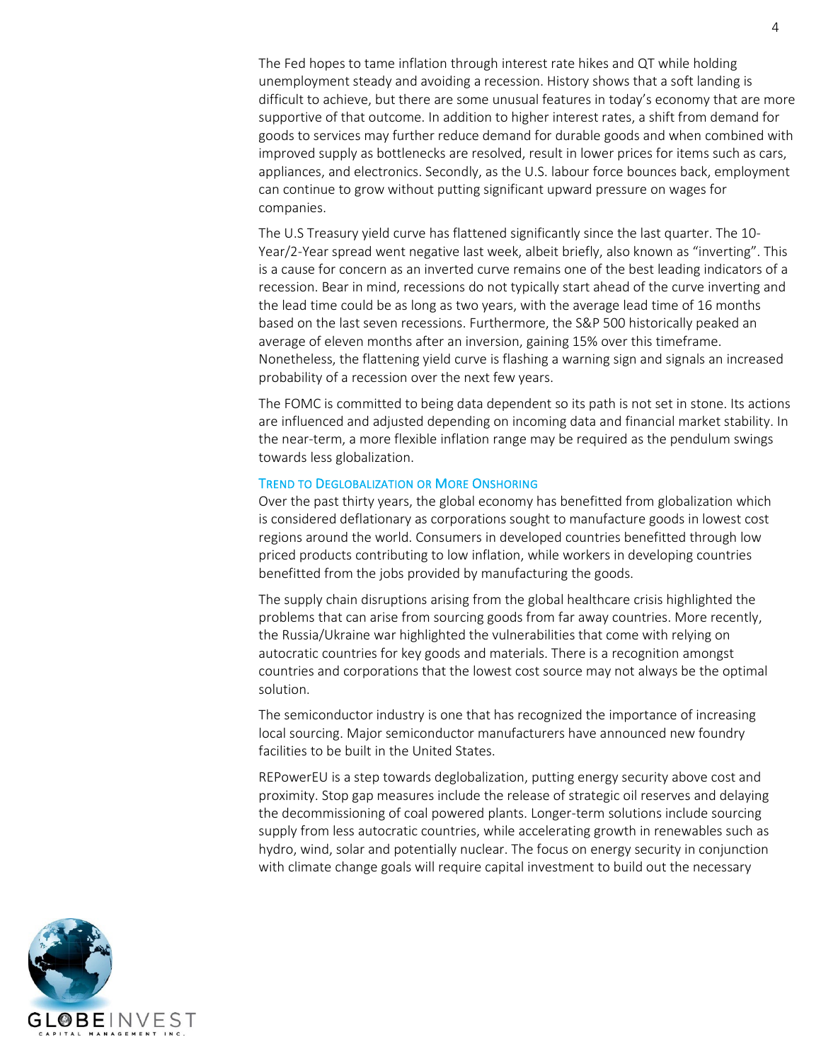The Fed hopes to tame inflation through interest rate hikes and QT while holding unemployment steady and avoiding a recession. History shows that a soft landing is difficult to achieve, but there are some unusual features in today's economy that are more supportive of that outcome. In addition to higher interest rates, a shift from demand for goods to services may further reduce demand for durable goods and when combined with improved supply as bottlenecks are resolved, result in lower prices for items such as cars, appliances, and electronics. Secondly, as the U.S. labour force bounces back, employment can continue to grow without putting significant upward pressure on wages for companies.

The U.S Treasury yield curve has flattened significantly since the last quarter. The 10-Year/2-Year spread went negative last week, albeit briefly, also known as "inverting". This is a cause for concern as an inverted curve remains one of the best leading indicators of a recession. Bear in mind, recessions do not typically start ahead of the curve inverting and the lead time could be as long as two years, with the average lead time of 16 months based on the last seven recessions. Furthermore, the S&P 500 historically peaked an average of eleven months after an inversion, gaining 15% over this timeframe. Nonetheless, the flattening yield curve is flashing a warning sign and signals an increased probability of a recession over the next few years.

The FOMC is committed to being data dependent so its path is not set in stone. Its actions are influenced and adjusted depending on incoming data and financial market stability. In the near-term, a more flexible inflation range may be required as the pendulum swings towards less globalization.

### Trend to Deglobalization or More Onshoring

Over the past thirty years, the global economy has benefitted from globalization which is considered deflationary as corporations sought to manufacture goods in lowest cost regions around the world. Consumers in developed countries benefitted through low priced products contributing to low inflation, while workers in developing countries benefitted from the jobs provided by manufacturing the goods.

The supply chain disruptions arising from the global healthcare crisis highlighted the problems that can arise from sourcing goods from far away countries. More recently, the Russia/Ukraine war highlighted the vulnerabilities that come with relying on autocratic countries for key goods and materials. There is a recognition amongst countries and corporations that the lowest cost source may not always be the optimal solution.

The semiconductor industry is one that has recognized the importance of increasing local sourcing. Major semiconductor manufacturers have announced new foundry facilities to be built in the United States.

REPowerEU is a step towards deglobalization, putting energy security above cost and proximity. Stop gap measures include the release of strategic oil reserves and delaying the decommissioning of coal powered plants. Longer-term solutions include sourcing supply from less autocratic countries, while accelerating growth in renewables such as hydro, wind, solar and potentially nuclear. The focus on energy security in conjunction with climate change goals will require capital investment to build out the necessary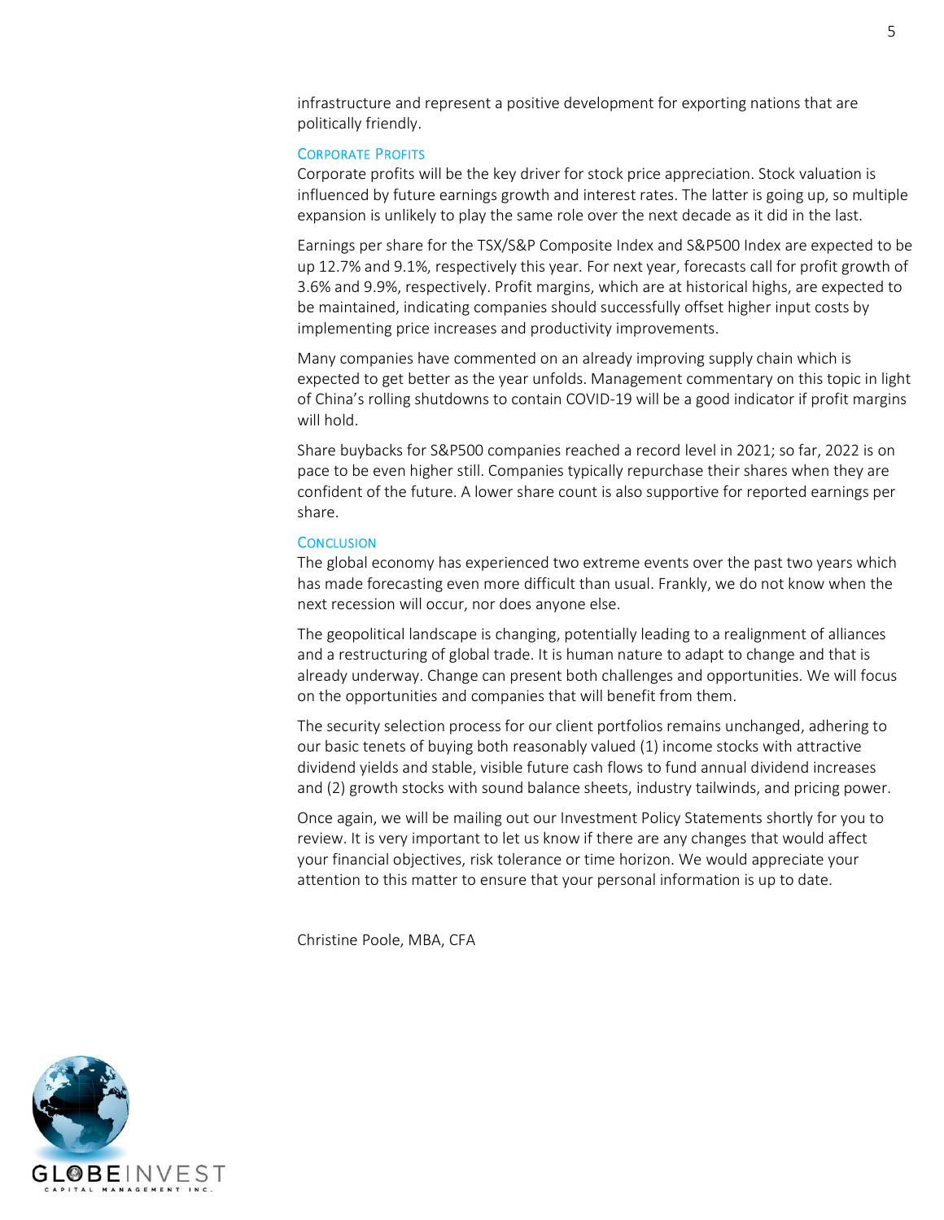infrastructure and represent a positive development for exporting nations that are politically friendly.

### Corporate Profits

Corporate profits will be the key driver for stock price appreciation. Stock valuation is influenced by future earnings growth and interest rates. The latter is going up, so multiple expansion is unlikely to play the same role over the next decade as it did in the last.

Earnings per share for the TSX/S&P Composite Index and S&P500 Index are expected to be up 12.7% and 9.1%, respectively this year. For next year, forecasts call for profit growth of 3.6% and 9.9%, respectively. Profit margins, which are at historical highs, are expected to be maintained, indicating companies should successfully offset higher input costs by implementing price increases and productivity improvements.

Many companies have commented on an already improving supply chain which is expected to get better as the year unfolds. Management commentary on this topic in light of China's rolling shutdowns to contain COVID-19 will be a good indicator if profit margins will hold.

Share buybacks for S&P500 companies reached a record level in 2021; so far, 2022 is on pace to be even higher still. Companies typically repurchase their shares when they are confident of the future. A lower share count is also supportive for reported earnings per share.

### Conclusion

The global economy has experienced two extreme events over the past two years which has made forecasting even more difficult than usual. Frankly, we do not know when the next recession will occur, nor does anyone else.

The geopolitical landscape is changing, potentially leading to a realignment of alliances and a restructuring of global trade. It is human nature to adapt to change and that is already underway. Change can present both challenges and opportunities. We will focus on the opportunities and companies that will benefit from them.

The security selection process for our client portfolios remains unchanged, adhering to our basic tenets of buying both reasonably valued (1) income stocks with attractive dividend yields and stable, visible future cash flows to fund annual dividend increases and (2) growth stocks with sound balance sheets, industry tailwinds, and pricing power.

Once again, we will be mailing out our Investment Policy Statements shortly for you to review. It is very important to let us know if there are any changes that would affect your financial objectives, risk tolerance or time horizon. We would appreciate your attention to this matter to ensure that your personal information is up to date.

Christine Poole, MBA, CFA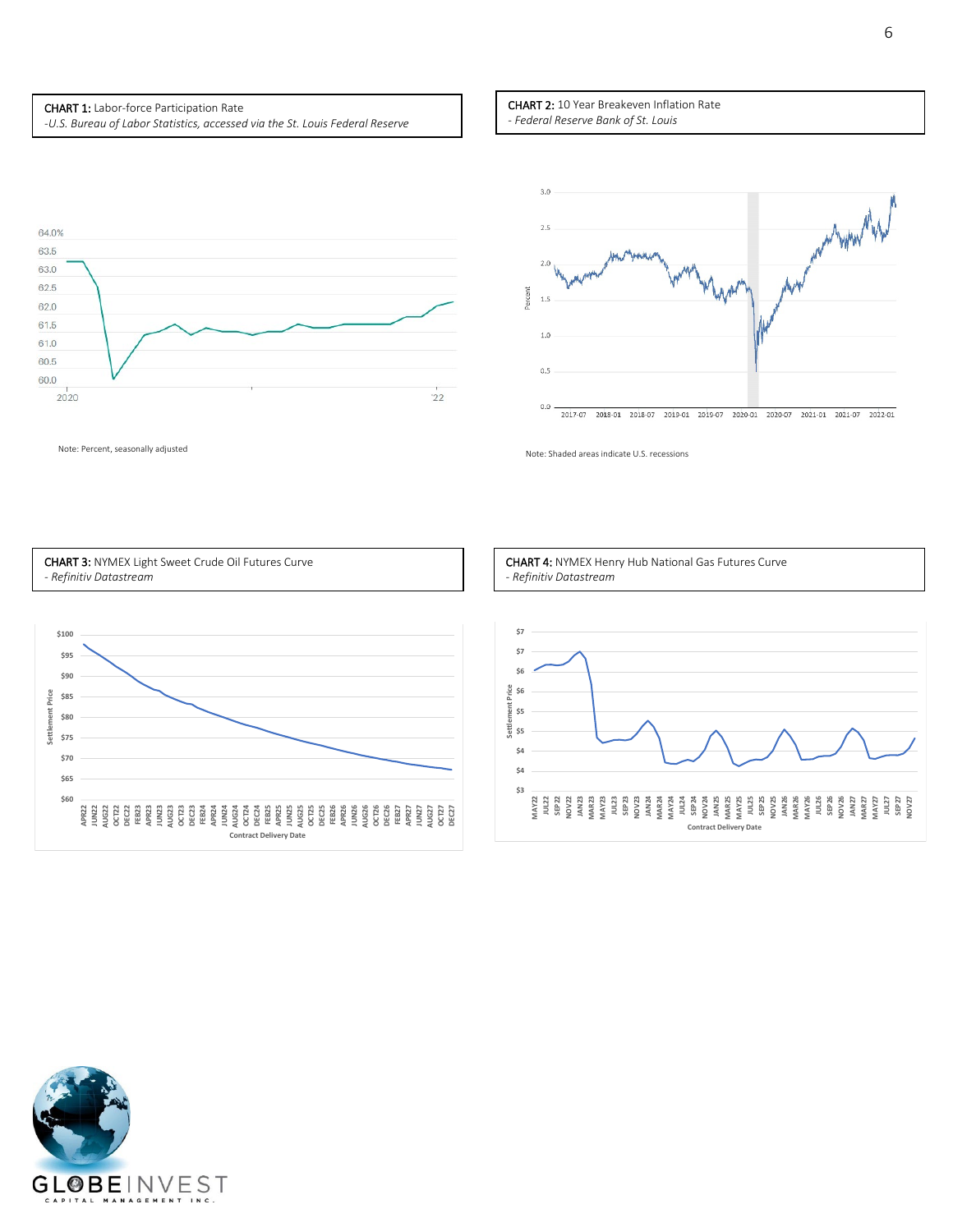**CHART 1:** Labor-force Participation Rate
*-U.S. Bureau of Labor Statistics, accessed via the St. Louis Federal Reserve*

Note: Percent, seasonally adjusted

**CHART 2:** 10 Year Breakeven Inflation Rate
*- Federal Reserve Bank of St. Louis*

Note: Shaded areas indicate U.S. recessions

**CHART 3:** NYMEX Light Sweet Crude Oil Futures Curve
*- Refinitiv Datastream*

**CHART 4:** NYMEX Henry Hub National Gas Futures Curve
*- Refinitiv Datastream*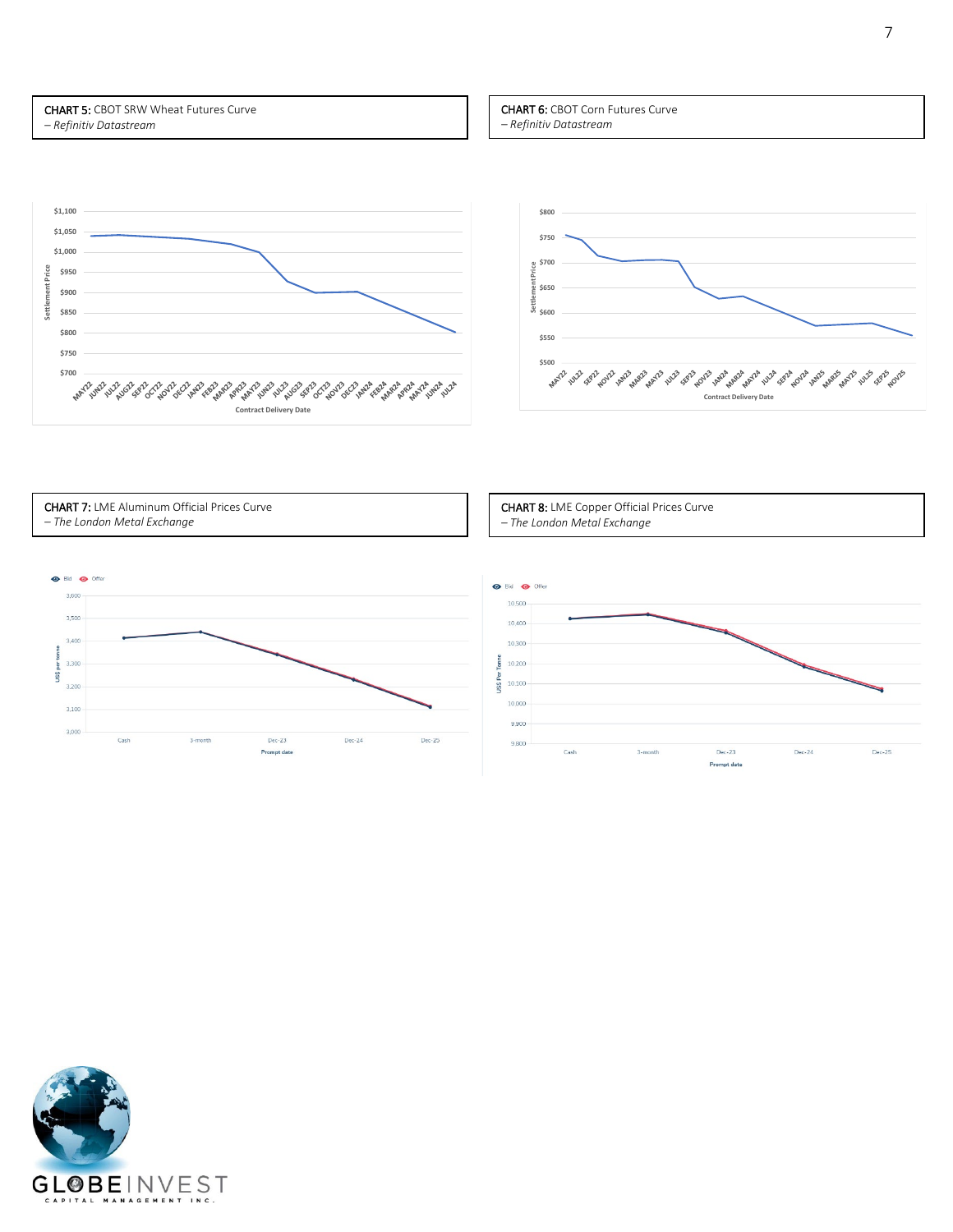**CHART 5:** CBOT SRW Wheat Futures Curve
*– Refinitiv Datastream*

**CHART 6:** CBOT Corn Futures Curve
*– Refinitiv Datastream*

**CHART 7:** LME Aluminum Official Prices Curve
*– The London Metal Exchange*

**CHART 8:** LME Copper Official Prices Curve
*– The London Metal Exchange*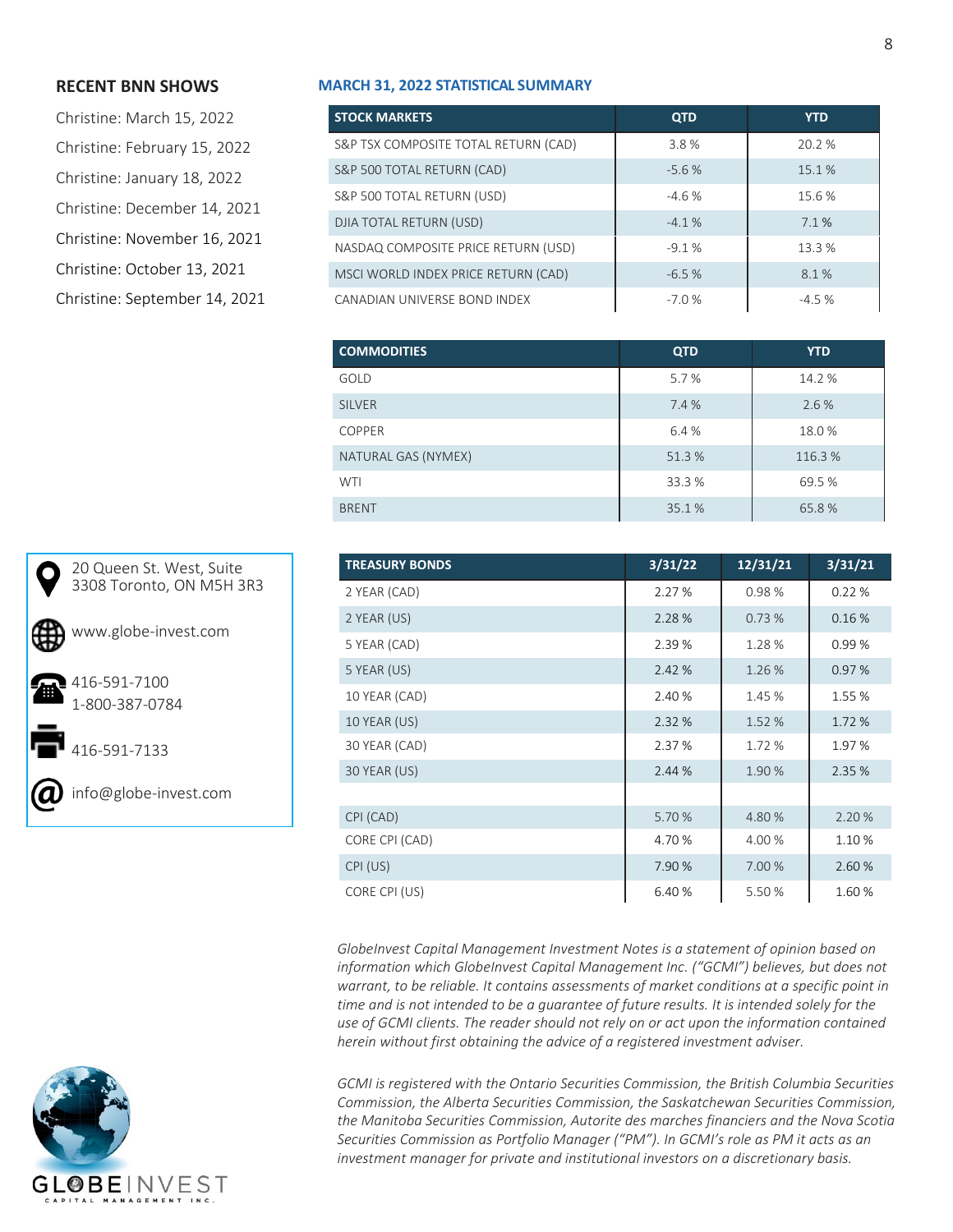## RECENT BNN SHOWS

Christine: March 15, 2022

Christine: February 15, 2022

Christine: January 18, 2022

Christine: December 14, 2021

Christine: November 16, 2021

Christine: October 13, 2021

Christine: September 14, 2021

20 Queen St. West, Suite 3308 Toronto, ON M5H 3R3

www.globe-invest.com

416-591-7100
1-800-387-0784

416-591-7133

info@globe-invest.com

## MARCH 31, 2022 STATISTICAL SUMMARY

| STOCK MARKETS | QTD | YTD |
|---|---|---|
| S&P TSX COMPOSITE TOTAL RETURN (CAD) | 3.8 % | 20.2 % |
| S&P 500 TOTAL RETURN (CAD) | -5.6 % | 15.1 % |
| S&P 500 TOTAL RETURN (USD) | -4.6 % | 15.6 % |
| DJIA TOTAL RETURN (USD) | -4.1 % | 7.1 % |
| NASDAQ COMPOSITE PRICE RETURN (USD) | -9.1 % | 13.3 % |
| MSCI WORLD INDEX PRICE RETURN (CAD) | -6.5 % | 8.1 % |
| CANADIAN UNIVERSE BOND INDEX | -7.0 % | -4.5 % |

| COMMODITIES | QTD | YTD |
|---|---|---|
| GOLD | 5.7 % | 14.2 % |
| SILVER | 7.4 % | 2.6 % |
| COPPER | 6.4 % | 18.0 % |
| NATURAL GAS (NYMEX) | 51.3 % | 116.3 % |
| WTI | 33.3 % | 69.5 % |
| BRENT | 35.1 % | 65.8 % |

| TREASURY BONDS | 3/31/22 | 12/31/21 | 3/31/21 |
|---|---|---|---|
| 2 YEAR (CAD) | 2.27 % | 0.98 % | 0.22 % |
| 2 YEAR (US) | 2.28 % | 0.73 % | 0.16 % |
| 5 YEAR (CAD) | 2.39 % | 1.28 % | 0.99 % |
| 5 YEAR (US) | 2.42 % | 1.26 % | 0.97 % |
| 10 YEAR (CAD) | 2.40 % | 1.45 % | 1.55 % |
| 10 YEAR (US) | 2.32 % | 1.52 % | 1.72 % |
| 30 YEAR (CAD) | 2.37 % | 1.72 % | 1.97 % |
| 30 YEAR (US) | 2.44 % | 1.90 % | 2.35 % |
| | | | |
| CPI (CAD) | 5.70 % | 4.80 % | 2.20 % |
| CORE CPI (CAD) | 4.70 % | 4.00 % | 1.10 % |
| CPI (US) | 7.90 % | 7.00 % | 2.60 % |
| CORE CPI (US) | 6.40 % | 5.50 % | 1.60 % |

*GlobeInvest Capital Management Investment Notes is a statement of opinion based on information which GlobeInvest Capital Management Inc. ("GCMI") believes, but does not warrant, to be reliable. It contains assessments of market conditions at a specific point in time and is not intended to be a guarantee of future results. It is intended solely for the use of GCMI clients. The reader should not rely on or act upon the information contained herein without first obtaining the advice of a registered investment adviser.*

*GCMI is registered with the Ontario Securities Commission, the British Columbia Securities Commission, the Alberta Securities Commission, the Saskatchewan Securities Commission, the Manitoba Securities Commission, Autorite des marches financiers and the Nova Scotia Securities Commission as Portfolio Manager ("PM"). In GCMI's role as PM it acts as an investment manager for private and institutional investors on a discretionary basis.*

GLOBEINVEST
CAPITAL MANAGEMENT INC.